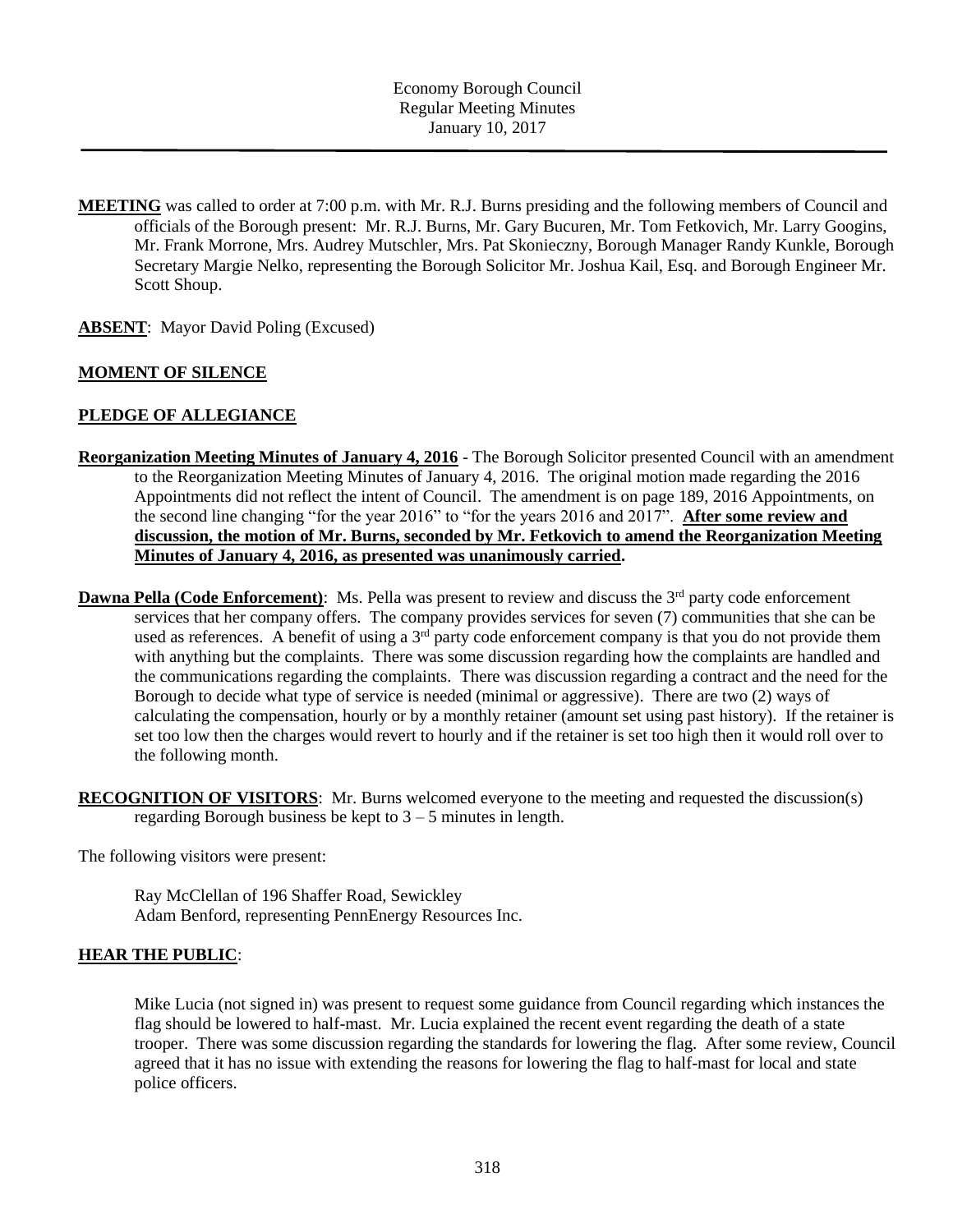Economy Borough Council
Regular Meeting Minutes
January 10, 2017

---

**MEETING** was called to order at 7:00 p.m. with Mr. R.J. Burns presiding and the following members of Council and officials of the Borough present: Mr. R.J. Burns, Mr. Gary Bucuren, Mr. Tom Fetkovich, Mr. Larry Googins, Mr. Frank Morrone, Mrs. Audrey Mutschler, Mrs. Pat Skonieczny, Borough Manager Randy Kunkle, Borough Secretary Margie Nelko, representing the Borough Solicitor Mr. Joshua Kail, Esq. and Borough Engineer Mr. Scott Shoup.

**ABSENT**: Mayor David Poling (Excused)

**MOMENT OF SILENCE**

**PLEDGE OF ALLEGIANCE**

**Reorganization Meeting Minutes of January 4, 2016** - The Borough Solicitor presented Council with an amendment to the Reorganization Meeting Minutes of January 4, 2016. The original motion made regarding the 2016 Appointments did not reflect the intent of Council. The amendment is on page 189, 2016 Appointments, on the second line changing "for the year 2016" to "for the years 2016 and 2017". **After some review and discussion, the motion of Mr. Burns, seconded by Mr. Fetkovich to amend the Reorganization Meeting Minutes of January 4, 2016, as presented was unanimously carried.**

**Dawna Pella (Code Enforcement)**: Ms. Pella was present to review and discuss the 3rd party code enforcement services that her company offers. The company provides services for seven (7) communities that she can be used as references. A benefit of using a 3rd party code enforcement company is that you do not provide them with anything but the complaints. There was some discussion regarding how the complaints are handled and the communications regarding the complaints. There was discussion regarding a contract and the need for the Borough to decide what type of service is needed (minimal or aggressive). There are two (2) ways of calculating the compensation, hourly or by a monthly retainer (amount set using past history). If the retainer is set too low then the charges would revert to hourly and if the retainer is set too high then it would roll over to the following month.

**RECOGNITION OF VISITORS**: Mr. Burns welcomed everyone to the meeting and requested the discussion(s) regarding Borough business be kept to 3 – 5 minutes in length.

The following visitors were present:

Ray McClellan of 196 Shaffer Road, Sewickley
Adam Benford, representing PennEnergy Resources Inc.

**HEAR THE PUBLIC**:

Mike Lucia (not signed in) was present to request some guidance from Council regarding which instances the flag should be lowered to half-mast. Mr. Lucia explained the recent event regarding the death of a state trooper. There was some discussion regarding the standards for lowering the flag. After some review, Council agreed that it has no issue with extending the reasons for lowering the flag to half-mast for local and state police officers.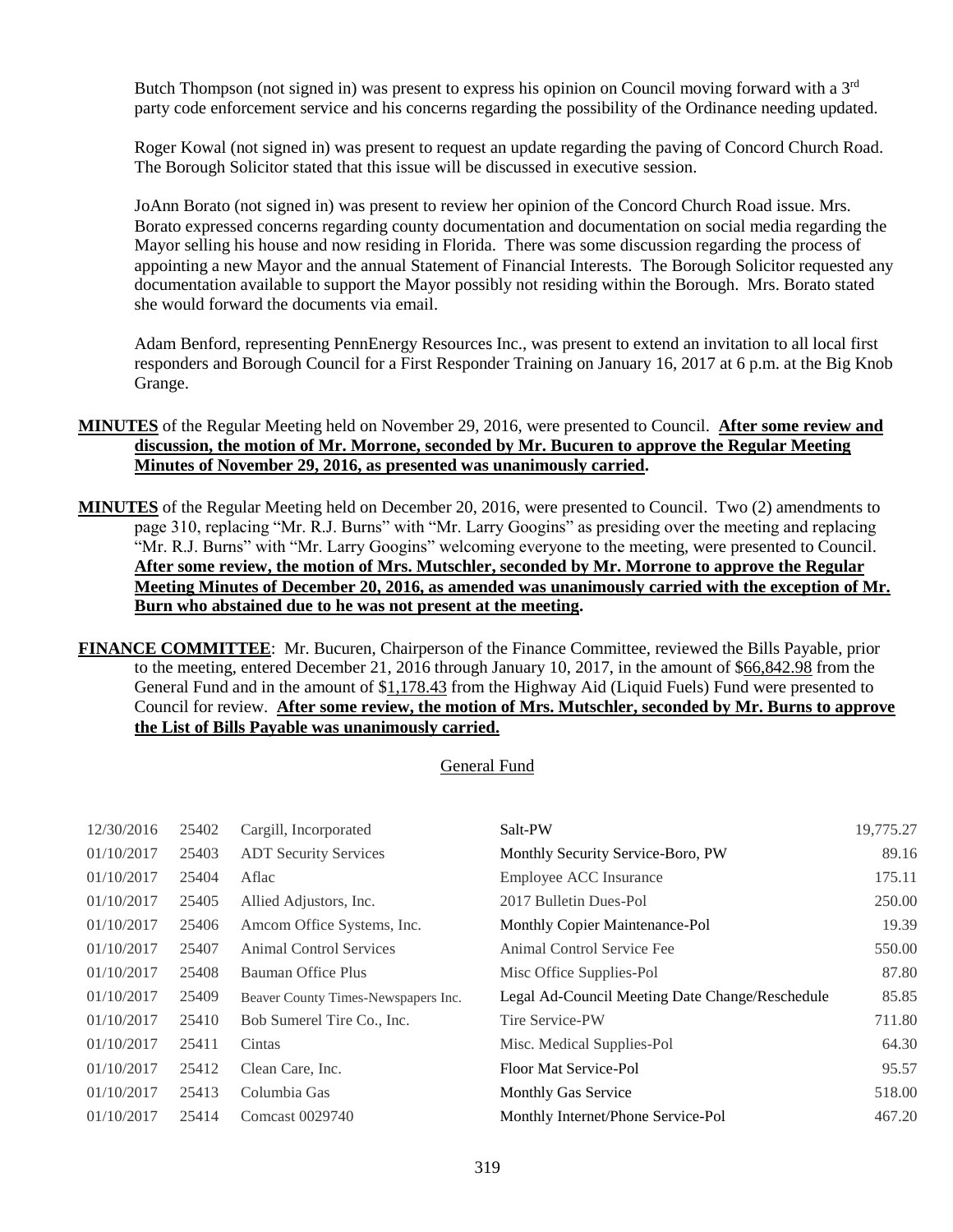Butch Thompson (not signed in) was present to express his opinion on Council moving forward with a 3rd party code enforcement service and his concerns regarding the possibility of the Ordinance needing updated.

Roger Kowal (not signed in) was present to request an update regarding the paving of Concord Church Road. The Borough Solicitor stated that this issue will be discussed in executive session.

JoAnn Borato (not signed in) was present to review her opinion of the Concord Church Road issue. Mrs. Borato expressed concerns regarding county documentation and documentation on social media regarding the Mayor selling his house and now residing in Florida. There was some discussion regarding the process of appointing a new Mayor and the annual Statement of Financial Interests. The Borough Solicitor requested any documentation available to support the Mayor possibly not residing within the Borough. Mrs. Borato stated she would forward the documents via email.

Adam Benford, representing PennEnergy Resources Inc., was present to extend an invitation to all local first responders and Borough Council for a First Responder Training on January 16, 2017 at 6 p.m. at the Big Knob Grange.

**MINUTES** of the Regular Meeting held on November 29, 2016, were presented to Council. **After some review and discussion, the motion of Mr. Morrone, seconded by Mr. Bucuren to approve the Regular Meeting Minutes of November 29, 2016, as presented was unanimously carried.**

**MINUTES** of the Regular Meeting held on December 20, 2016, were presented to Council. Two (2) amendments to page 310, replacing "Mr. R.J. Burns" with "Mr. Larry Googins" as presiding over the meeting and replacing "Mr. R.J. Burns" with "Mr. Larry Googins" welcoming everyone to the meeting, were presented to Council. **After some review, the motion of Mrs. Mutschler, seconded by Mr. Morrone to approve the Regular Meeting Minutes of December 20, 2016, as amended was unanimously carried with the exception of Mr. Burn who abstained due to he was not present at the meeting.**

**FINANCE COMMITTEE**: Mr. Bucuren, Chairperson of the Finance Committee, reviewed the Bills Payable, prior to the meeting, entered December 21, 2016 through January 10, 2017, in the amount of $66,842.98 from the General Fund and in the amount of $1,178.43 from the Highway Aid (Liquid Fuels) Fund were presented to Council for review. **After some review, the motion of Mrs. Mutschler, seconded by Mr. Burns to approve the List of Bills Payable was unanimously carried.**

General Fund

| | | | | |
|---|---|---|---|---|
| 12/30/2016 | 25402 | Cargill, Incorporated | Salt-PW | 19,775.27 |
| 01/10/2017 | 25403 | ADT Security Services | Monthly Security Service-Boro, PW | 89.16 |
| 01/10/2017 | 25404 | Aflac | Employee ACC Insurance | 175.11 |
| 01/10/2017 | 25405 | Allied Adjustors, Inc. | 2017 Bulletin Dues-Pol | 250.00 |
| 01/10/2017 | 25406 | Amcom Office Systems, Inc. | Monthly Copier Maintenance-Pol | 19.39 |
| 01/10/2017 | 25407 | Animal Control Services | Animal Control Service Fee | 550.00 |
| 01/10/2017 | 25408 | Bauman Office Plus | Misc Office Supplies-Pol | 87.80 |
| 01/10/2017 | 25409 | Beaver County Times-Newspapers Inc. | Legal Ad-Council Meeting Date Change/Reschedule | 85.85 |
| 01/10/2017 | 25410 | Bob Sumerel Tire Co., Inc. | Tire Service-PW | 711.80 |
| 01/10/2017 | 25411 | Cintas | Misc. Medical Supplies-Pol | 64.30 |
| 01/10/2017 | 25412 | Clean Care, Inc. | Floor Mat Service-Pol | 95.57 |
| 01/10/2017 | 25413 | Columbia Gas | Monthly Gas Service | 518.00 |
| 01/10/2017 | 25414 | Comcast 0029740 | Monthly Internet/Phone Service-Pol | 467.20 |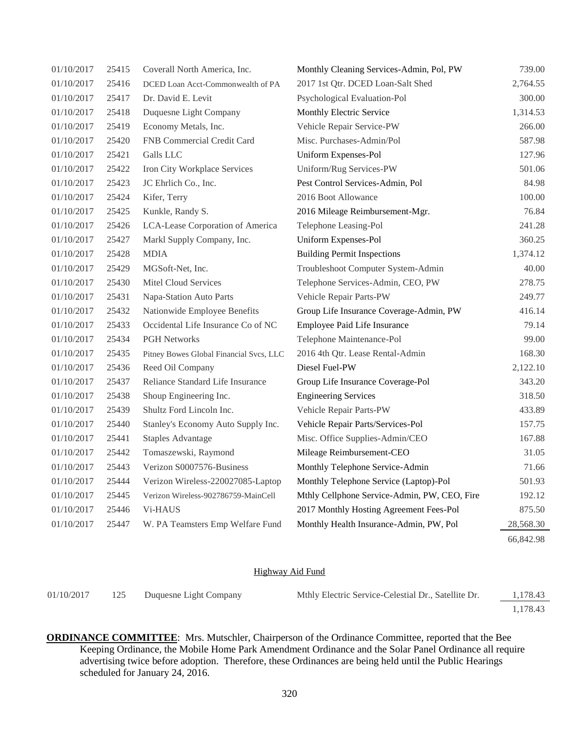| | | | | |
|---|---|---|---|---|
| 01/10/2017 | 25415 | Coverall North America, Inc. | Monthly Cleaning Services-Admin, Pol, PW | 739.00 |
| 01/10/2017 | 25416 | DCED Loan Acct-Commonwealth of PA | 2017 1st Qtr. DCED Loan-Salt Shed | 2,764.55 |
| 01/10/2017 | 25417 | Dr. David E. Levit | Psychological Evaluation-Pol | 300.00 |
| 01/10/2017 | 25418 | Duquesne Light Company | Monthly Electric Service | 1,314.53 |
| 01/10/2017 | 25419 | Economy Metals, Inc. | Vehicle Repair Service-PW | 266.00 |
| 01/10/2017 | 25420 | FNB Commercial Credit Card | Misc. Purchases-Admin/Pol | 587.98 |
| 01/10/2017 | 25421 | Galls LLC | Uniform Expenses-Pol | 127.96 |
| 01/10/2017 | 25422 | Iron City Workplace Services | Uniform/Rug Services-PW | 501.06 |
| 01/10/2017 | 25423 | JC Ehrlich Co., Inc. | Pest Control Services-Admin, Pol | 84.98 |
| 01/10/2017 | 25424 | Kifer, Terry | 2016 Boot Allowance | 100.00 |
| 01/10/2017 | 25425 | Kunkle, Randy S. | 2016 Mileage Reimbursement-Mgr. | 76.84 |
| 01/10/2017 | 25426 | LCA-Lease Corporation of America | Telephone Leasing-Pol | 241.28 |
| 01/10/2017 | 25427 | Markl Supply Company, Inc. | Uniform Expenses-Pol | 360.25 |
| 01/10/2017 | 25428 | MDIA | Building Permit Inspections | 1,374.12 |
| 01/10/2017 | 25429 | MGSoft-Net, Inc. | Troubleshoot Computer System-Admin | 40.00 |
| 01/10/2017 | 25430 | Mitel Cloud Services | Telephone Services-Admin, CEO, PW | 278.75 |
| 01/10/2017 | 25431 | Napa-Station Auto Parts | Vehicle Repair Parts-PW | 249.77 |
| 01/10/2017 | 25432 | Nationwide Employee Benefits | Group Life Insurance Coverage-Admin, PW | 416.14 |
| 01/10/2017 | 25433 | Occidental Life Insurance Co of NC | Employee Paid Life Insurance | 79.14 |
| 01/10/2017 | 25434 | PGH Networks | Telephone Maintenance-Pol | 99.00 |
| 01/10/2017 | 25435 | Pitney Bowes Global Financial Svcs, LLC | 2016 4th Qtr. Lease Rental-Admin | 168.30 |
| 01/10/2017 | 25436 | Reed Oil Company | Diesel Fuel-PW | 2,122.10 |
| 01/10/2017 | 25437 | Reliance Standard Life Insurance | Group Life Insurance Coverage-Pol | 343.20 |
| 01/10/2017 | 25438 | Shoup Engineering Inc. | Engineering Services | 318.50 |
| 01/10/2017 | 25439 | Shultz Ford Lincoln Inc. | Vehicle Repair Parts-PW | 433.89 |
| 01/10/2017 | 25440 | Stanley's Economy Auto Supply Inc. | Vehicle Repair Parts/Services-Pol | 157.75 |
| 01/10/2017 | 25441 | Staples Advantage | Misc. Office Supplies-Admin/CEO | 167.88 |
| 01/10/2017 | 25442 | Tomaszewski, Raymond | Mileage Reimbursement-CEO | 31.05 |
| 01/10/2017 | 25443 | Verizon S0007576-Business | Monthly Telephone Service-Admin | 71.66 |
| 01/10/2017 | 25444 | Verizon Wireless-220027085-Laptop | Monthly Telephone Service (Laptop)-Pol | 501.93 |
| 01/10/2017 | 25445 | Verizon Wireless-902786759-MainCell | Mthly Cellphone Service-Admin, PW, CEO, Fire | 192.12 |
| 01/10/2017 | 25446 | Vi-HAUS | 2017 Monthly Hosting Agreement Fees-Pol | 875.50 |
| 01/10/2017 | 25447 | W. PA Teamsters Emp Welfare Fund | Monthly Health Insurance-Admin, PW, Pol | 28,568.30 |
| | | | | 66,842.98 |

Highway Aid Fund

| | | | | |
|---|---|---|---|---|
| 01/10/2017 | 125 | Duquesne Light Company | Mthly Electric Service-Celestial Dr., Satellite Dr. | 1,178.43 |
| | | | | 1,178.43 |

**ORDINANCE COMMITTEE**: Mrs. Mutschler, Chairperson of the Ordinance Committee, reported that the Bee Keeping Ordinance, the Mobile Home Park Amendment Ordinance and the Solar Panel Ordinance all require advertising twice before adoption. Therefore, these Ordinances are being held until the Public Hearings scheduled for January 24, 2016.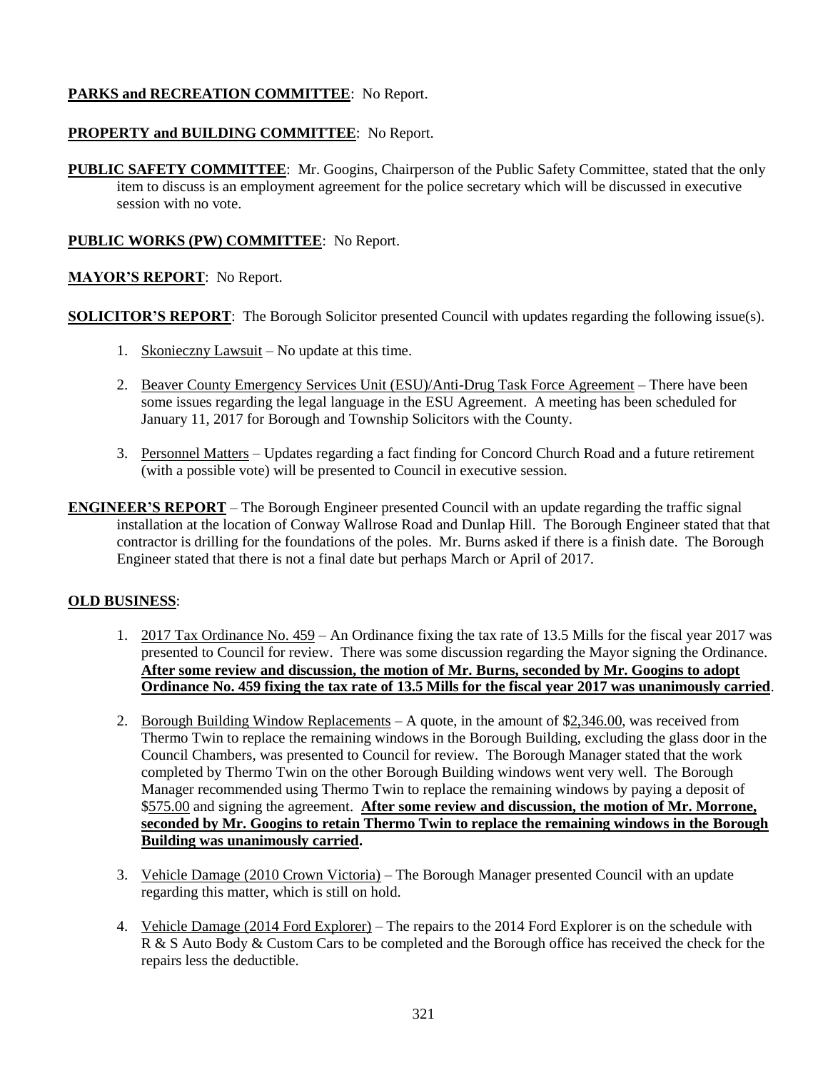**PARKS and RECREATION COMMITTEE**: No Report.

**PROPERTY and BUILDING COMMITTEE**: No Report.

**PUBLIC SAFETY COMMITTEE**: Mr. Googins, Chairperson of the Public Safety Committee, stated that the only item to discuss is an employment agreement for the police secretary which will be discussed in executive session with no vote.

**PUBLIC WORKS (PW) COMMITTEE**: No Report.

**MAYOR'S REPORT**: No Report.

**SOLICITOR'S REPORT**: The Borough Solicitor presented Council with updates regarding the following issue(s).

1. Skonieczny Lawsuit – No update at this time.

2. Beaver County Emergency Services Unit (ESU)/Anti-Drug Task Force Agreement – There have been some issues regarding the legal language in the ESU Agreement. A meeting has been scheduled for January 11, 2017 for Borough and Township Solicitors with the County.

3. Personnel Matters – Updates regarding a fact finding for Concord Church Road and a future retirement (with a possible vote) will be presented to Council in executive session.

**ENGINEER'S REPORT** – The Borough Engineer presented Council with an update regarding the traffic signal installation at the location of Conway Wallrose Road and Dunlap Hill. The Borough Engineer stated that that contractor is drilling for the foundations of the poles. Mr. Burns asked if there is a finish date. The Borough Engineer stated that there is not a final date but perhaps March or April of 2017.

**OLD BUSINESS**:

1. 2017 Tax Ordinance No. 459 – An Ordinance fixing the tax rate of 13.5 Mills for the fiscal year 2017 was presented to Council for review. There was some discussion regarding the Mayor signing the Ordinance. **After some review and discussion, the motion of Mr. Burns, seconded by Mr. Googins to adopt Ordinance No. 459 fixing the tax rate of 13.5 Mills for the fiscal year 2017 was unanimously carried**.

2. Borough Building Window Replacements – A quote, in the amount of $2,346.00, was received from Thermo Twin to replace the remaining windows in the Borough Building, excluding the glass door in the Council Chambers, was presented to Council for review. The Borough Manager stated that the work completed by Thermo Twin on the other Borough Building windows went very well. The Borough Manager recommended using Thermo Twin to replace the remaining windows by paying a deposit of $575.00 and signing the agreement. **After some review and discussion, the motion of Mr. Morrone, seconded by Mr. Googins to retain Thermo Twin to replace the remaining windows in the Borough Building was unanimously carried.**

3. Vehicle Damage (2010 Crown Victoria) – The Borough Manager presented Council with an update regarding this matter, which is still on hold.

4. Vehicle Damage (2014 Ford Explorer) – The repairs to the 2014 Ford Explorer is on the schedule with R & S Auto Body & Custom Cars to be completed and the Borough office has received the check for the repairs less the deductible.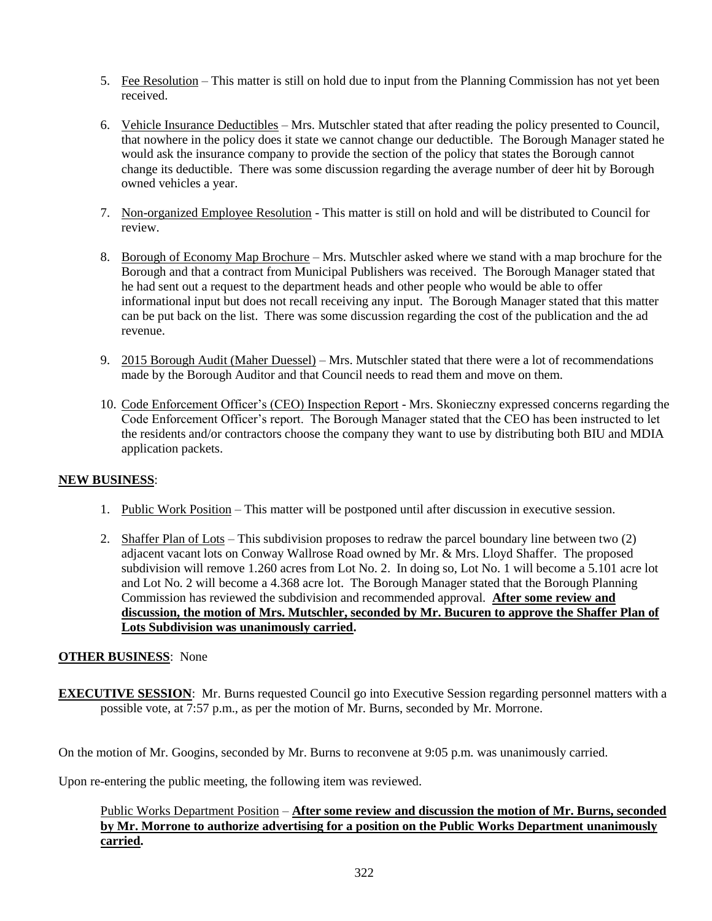5. Fee Resolution – This matter is still on hold due to input from the Planning Commission has not yet been received.

6. Vehicle Insurance Deductibles – Mrs. Mutschler stated that after reading the policy presented to Council, that nowhere in the policy does it state we cannot change our deductible. The Borough Manager stated he would ask the insurance company to provide the section of the policy that states the Borough cannot change its deductible. There was some discussion regarding the average number of deer hit by Borough owned vehicles a year.

7. Non-organized Employee Resolution - This matter is still on hold and will be distributed to Council for review.

8. Borough of Economy Map Brochure – Mrs. Mutschler asked where we stand with a map brochure for the Borough and that a contract from Municipal Publishers was received. The Borough Manager stated that he had sent out a request to the department heads and other people who would be able to offer informational input but does not recall receiving any input. The Borough Manager stated that this matter can be put back on the list. There was some discussion regarding the cost of the publication and the ad revenue.

9. 2015 Borough Audit (Maher Duessel) – Mrs. Mutschler stated that there were a lot of recommendations made by the Borough Auditor and that Council needs to read them and move on them.

10. Code Enforcement Officer's (CEO) Inspection Report - Mrs. Skonieczny expressed concerns regarding the Code Enforcement Officer's report. The Borough Manager stated that the CEO has been instructed to let the residents and/or contractors choose the company they want to use by distributing both BIU and MDIA application packets.

**NEW BUSINESS**:

1. Public Work Position – This matter will be postponed until after discussion in executive session.

2. Shaffer Plan of Lots – This subdivision proposes to redraw the parcel boundary line between two (2) adjacent vacant lots on Conway Wallrose Road owned by Mr. & Mrs. Lloyd Shaffer. The proposed subdivision will remove 1.260 acres from Lot No. 2. In doing so, Lot No. 1 will become a 5.101 acre lot and Lot No. 2 will become a 4.368 acre lot. The Borough Manager stated that the Borough Planning Commission has reviewed the subdivision and recommended approval. **After some review and discussion, the motion of Mrs. Mutschler, seconded by Mr. Bucuren to approve the Shaffer Plan of Lots Subdivision was unanimously carried.**

**OTHER BUSINESS**: None

**EXECUTIVE SESSION**: Mr. Burns requested Council go into Executive Session regarding personnel matters with a possible vote, at 7:57 p.m., as per the motion of Mr. Burns, seconded by Mr. Morrone.

On the motion of Mr. Googins, seconded by Mr. Burns to reconvene at 9:05 p.m. was unanimously carried.

Upon re-entering the public meeting, the following item was reviewed.

Public Works Department Position – **After some review and discussion the motion of Mr. Burns, seconded by Mr. Morrone to authorize advertising for a position on the Public Works Department unanimously carried.**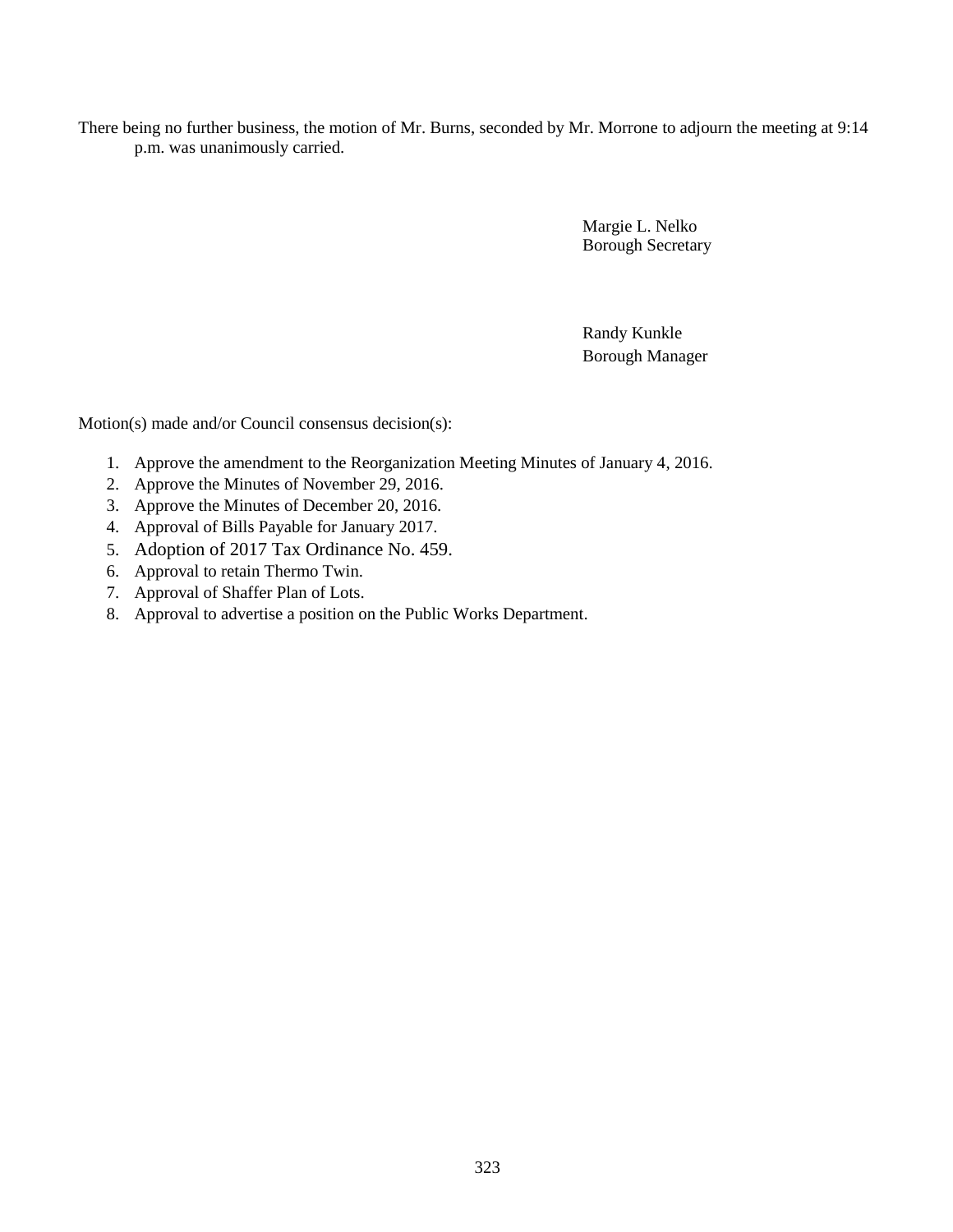There being no further business, the motion of Mr. Burns, seconded by Mr. Morrone to adjourn the meeting at 9:14 p.m. was unanimously carried.

Margie L. Nelko
Borough Secretary

Randy Kunkle
Borough Manager

Motion(s) made and/or Council consensus decision(s):

1. Approve the amendment to the Reorganization Meeting Minutes of January 4, 2016.
2. Approve the Minutes of November 29, 2016.
3. Approve the Minutes of December 20, 2016.
4. Approval of Bills Payable for January 2017.
5. Adoption of 2017 Tax Ordinance No. 459.
6. Approval to retain Thermo Twin.
7. Approval of Shaffer Plan of Lots.
8. Approval to advertise a position on the Public Works Department.